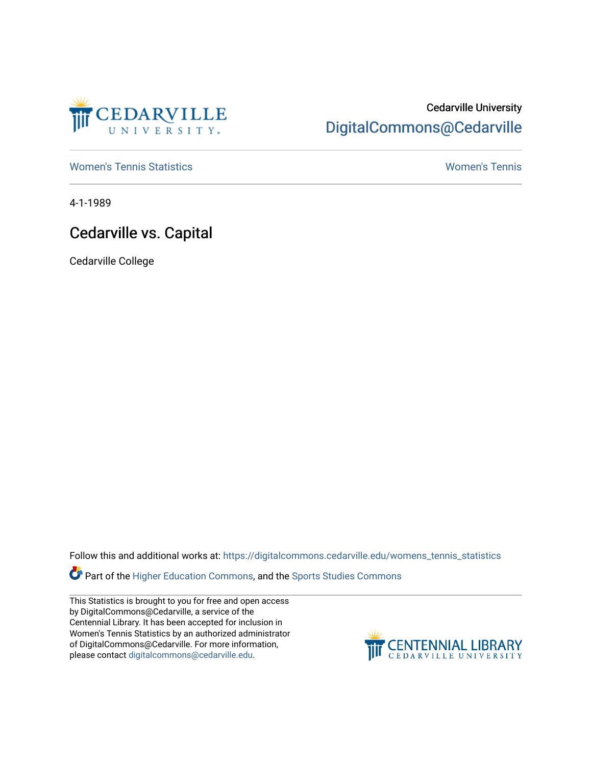Cedarville University

DigitalCommons@Cedarville

Women's Tennis Statistics

Women's Tennis

4-1-1989

# Cedarville vs. Capital

Cedarville College

Follow this and additional works at: https://digitalcommons.cedarville.edu/womens_tennis_statistics

Part of the Higher Education Commons, and the Sports Studies Commons

This Statistics is brought to you for free and open access by DigitalCommons@Cedarville, a service of the Centennial Library. It has been accepted for inclusion in Women's Tennis Statistics by an authorized administrator of DigitalCommons@Cedarville. For more information, please contact digitalcommons@cedarville.edu.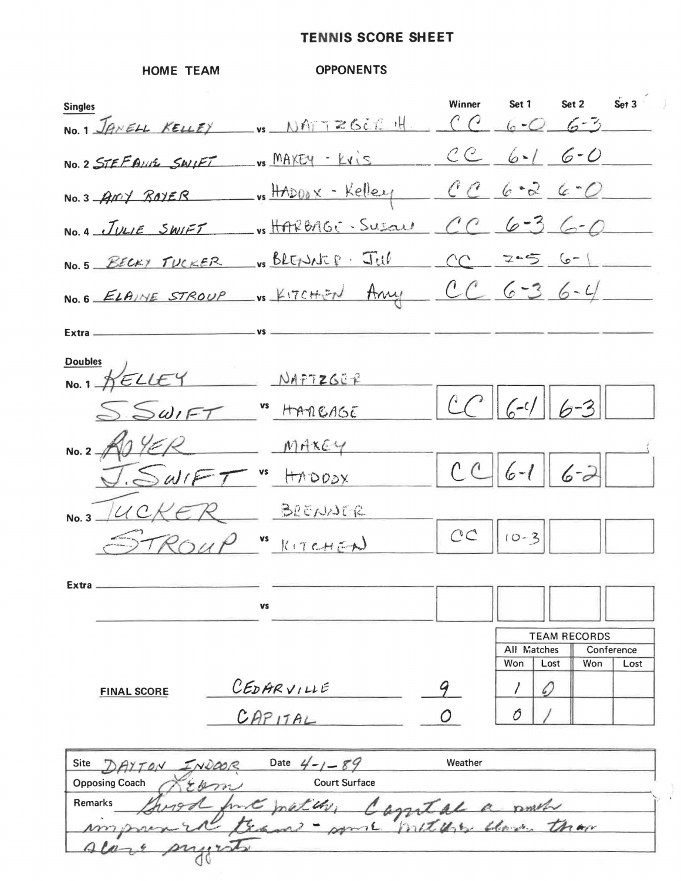# TENNIS SCORE SHEET

**HOME TEAM** | **OPPONENTS**

**Singles**

| | Home Team | | Opponents | Winner | Set 1 | Set 2 | Set 3 |
|---|---|---|---|---|---|---|---|
| No. 1 | JANELL KELLEY | vs | NATTZGER H | CC | 6-0 | 6-3 | |
| No. 2 | STEFANIE SWIFT | vs | MAXEY - Kris | CC | 6-1 | 6-0 | |
| No. 3 | AMY ROYER | vs | HADDOX - Kelley | CC | 6-2 | 6-0 | |
| No. 4 | JULIE SWIFT | vs | HARBAGE - Susan | CC | 6-3 | 6-0 | |
| No. 5 | BECKY TUCKER | vs | BRENNER - Jill | CC | 7-5 | 6-1 | |
| No. 6 | ELAINE STROUP | vs | KITCHEN Amy | CC | 6-3 | 6-4 | |
| Extra | | vs | | | | | |

**Doubles**

| | Home Team | | Opponents | Winner | Set 1 | Set 2 | Set 3 |
|---|---|---|---|---|---|---|---|
| No. 1 | KELLEY / S SWIFT | vs | NATTZGER / HARBAGE | CC | 6-1 | 6-3 | |
| No. 2 | ROYER / J. SWIFT | vs | MAXEY / HADDOX | CC | 6-1 | 6-2 | |
| No. 3 | TUCKER / STROUP | vs | BRENNER / KITCHEN | CC | 10-3 | | |
| Extra | | vs | | | | | |

**TEAM RECORDS**

| FINAL SCORE | | All Matches Won | All Matches Lost | Conference Won | Conference Lost |
|---|---|---|---|---|---|
| CEDARVILLE | 9 | 1 | 0 | | |
| CAPITAL | 0 | 0 | 1 | | |

Site: DAYTON INDOOR
Date: 4-1-89
Weather:
Opposing Coach: Kern
Court Surface:
Remarks: Good first match, Capital a much improved team - some matches closer than scores suggests